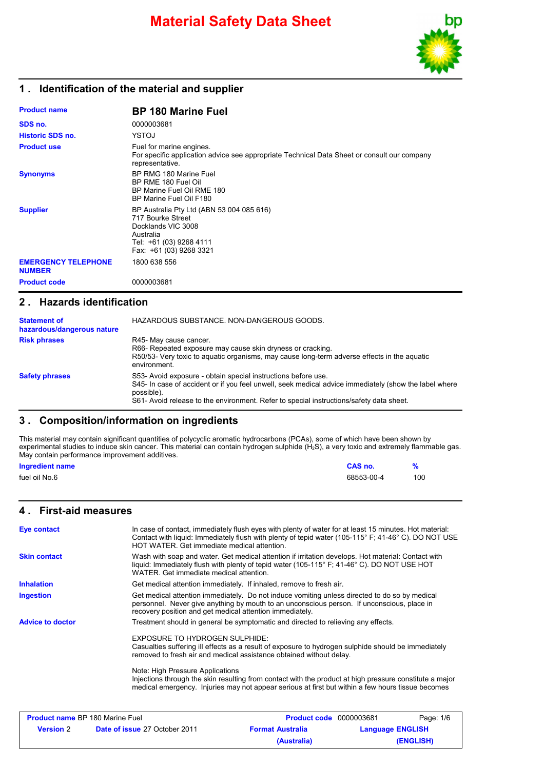# Material Safety Data Sheet

## 1 . Identification of the material and supplier

| | |
|---|---|
| **Product name** | **BP 180 Marine Fuel** |
| **SDS no.** | 0000003681 |
| **Historic SDS no.** | YSTOJ |
| **Product use** | Fuel for marine engines.<br>For specific application advice see appropriate Technical Data Sheet or consult our company representative. |
| **Synonyms** | BP RMG 180 Marine Fuel<br>BP RME 180 Fuel Oil<br>BP Marine Fuel Oil RME 180<br>BP Marine Fuel Oil F180 |
| **Supplier** | BP Australia Pty Ltd (ABN 53 004 085 616)<br>717 Bourke Street<br>Docklands VIC 3008<br>Australia<br>Tel: +61 (03) 9268 4111<br>Fax: +61 (03) 9268 3321 |
| **EMERGENCY TELEPHONE NUMBER** | 1800 638 556 |
| **Product code** | 0000003681 |

## 2 . Hazards identification

| | |
|---|---|
| **Statement of hazardous/dangerous nature** | HAZARDOUS SUBSTANCE. NON-DANGEROUS GOODS. |
| **Risk phrases** | R45- May cause cancer.<br>R66- Repeated exposure may cause skin dryness or cracking.<br>R50/53- Very toxic to aquatic organisms, may cause long-term adverse effects in the aquatic environment. |
| **Safety phrases** | S53- Avoid exposure - obtain special instructions before use.<br>S45- In case of accident or if you feel unwell, seek medical advice immediately (show the label where possible).<br>S61- Avoid release to the environment. Refer to special instructions/safety data sheet. |

## 3 . Composition/information on ingredients

This material may contain significant quantities of polycyclic aromatic hydrocarbons (PCAs), some of which have been shown by experimental studies to induce skin cancer. This material can contain hydrogen sulphide ($H_2S$), a very toxic and extremely flammable gas. May contain performance improvement additives.

| Ingredient name | CAS no. | % |
|---|---|---|
| fuel oil No.6 | 68553-00-4 | 100 |

## 4 . First-aid measures

| | |
|---|---|
| **Eye contact** | In case of contact, immediately flush eyes with plenty of water for at least 15 minutes. Hot material: Contact with liquid: Immediately flush with plenty of tepid water (105-115° F; 41-46° C). DO NOT USE HOT WATER. Get immediate medical attention. |
| **Skin contact** | Wash with soap and water. Get medical attention if irritation develops. Hot material: Contact with liquid: Immediately flush with plenty of tepid water (105-115° F; 41-46° C). DO NOT USE HOT WATER. Get immediate medical attention. |
| **Inhalation** | Get medical attention immediately. If inhaled, remove to fresh air. |
| **Ingestion** | Get medical attention immediately. Do not induce vomiting unless directed to do so by medical personnel. Never give anything by mouth to an unconscious person. If unconscious, place in recovery position and get medical attention immediately. |
| **Advice to doctor** | Treatment should in general be symptomatic and directed to relieving any effects.<br><br>EXPOSURE TO HYDROGEN SULPHIDE:<br>Casualties suffering ill effects as a result of exposure to hydrogen sulphide should be immediately removed to fresh air and medical assistance obtained without delay.<br><br>Note: High Pressure Applications<br>Injections through the skin resulting from contact with the product at high pressure constitute a major medical emergency. Injuries may not appear serious at first but within a few hours tissue becomes |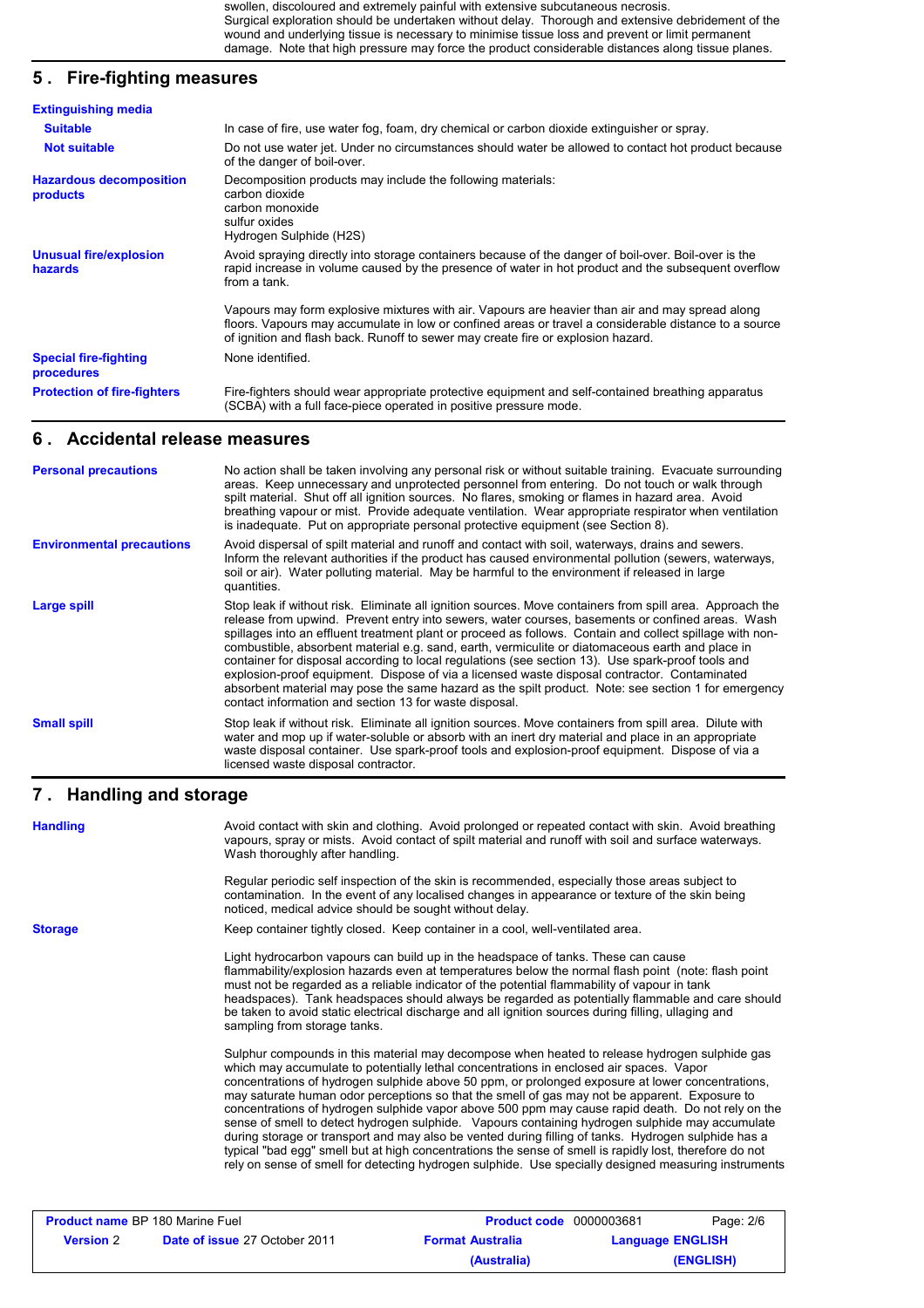swollen, discoloured and extremely painful with extensive subcutaneous necrosis. Surgical exploration should be undertaken without delay. Thorough and extensive debridement of the wound and underlying tissue is necessary to minimise tissue loss and prevent or limit permanent damage. Note that high pressure may force the product considerable distances along tissue planes.

## 5 . Fire-fighting measures

**Extinguishing media**

| | |
|---|---|
| **Suitable** | In case of fire, use water fog, foam, dry chemical or carbon dioxide extinguisher or spray. |
| **Not suitable** | Do not use water jet. Under no circumstances should water be allowed to contact hot product because of the danger of boil-over. |
| **Hazardous decomposition products** | Decomposition products may include the following materials:<br>carbon dioxide<br>carbon monoxide<br>sulfur oxides<br>Hydrogen Sulphide (H2S) |
| **Unusual fire/explosion hazards** | Avoid spraying directly into storage containers because of the danger of boil-over. Boil-over is the rapid increase in volume caused by the presence of water in hot product and the subsequent overflow from a tank.<br><br>Vapours may form explosive mixtures with air. Vapours are heavier than air and may spread along floors. Vapours may accumulate in low or confined areas or travel a considerable distance to a source of ignition and flash back. Runoff to sewer may create fire or explosion hazard. |
| **Special fire-fighting procedures** | None identified. |
| **Protection of fire-fighters** | Fire-fighters should wear appropriate protective equipment and self-contained breathing apparatus (SCBA) with a full face-piece operated in positive pressure mode. |

## 6 . Accidental release measures

| | |
|---|---|
| **Personal precautions** | No action shall be taken involving any personal risk or without suitable training. Evacuate surrounding areas. Keep unnecessary and unprotected personnel from entering. Do not touch or walk through spilt material. Shut off all ignition sources. No flares, smoking or flames in hazard area. Avoid breathing vapour or mist. Provide adequate ventilation. Wear appropriate respirator when ventilation is inadequate. Put on appropriate personal protective equipment (see Section 8). |
| **Environmental precautions** | Avoid dispersal of spilt material and runoff and contact with soil, waterways, drains and sewers. Inform the relevant authorities if the product has caused environmental pollution (sewers, waterways, soil or air). Water polluting material. May be harmful to the environment if released in large quantities. |
| **Large spill** | Stop leak if without risk. Eliminate all ignition sources. Move containers from spill area. Approach the release from upwind. Prevent entry into sewers, water courses, basements or confined areas. Wash spillages into an effluent treatment plant or proceed as follows. Contain and collect spillage with non-combustible, absorbent material e.g. sand, earth, vermiculite or diatomaceous earth and place in container for disposal according to local regulations (see section 13). Use spark-proof tools and explosion-proof equipment. Dispose of via a licensed waste disposal contractor. Contaminated absorbent material may pose the same hazard as the spilt product. Note: see section 1 for emergency contact information and section 13 for waste disposal. |
| **Small spill** | Stop leak if without risk. Eliminate all ignition sources. Move containers from spill area. Dilute with water and mop up if water-soluble or absorb with an inert dry material and place in an appropriate waste disposal container. Use spark-proof tools and explosion-proof equipment. Dispose of via a licensed waste disposal contractor. |

## 7 . Handling and storage

| | |
|---|---|
| **Handling** | Avoid contact with skin and clothing. Avoid prolonged or repeated contact with skin. Avoid breathing vapours, spray or mists. Avoid contact of spilt material and runoff with soil and surface waterways. Wash thoroughly after handling.<br><br>Regular periodic self inspection of the skin is recommended, especially those areas subject to contamination. In the event of any localised changes in appearance or texture of the skin being noticed, medical advice should be sought without delay. |
| **Storage** | Keep container tightly closed. Keep container in a cool, well-ventilated area.<br><br>Light hydrocarbon vapours can build up in the headspace of tanks. These can cause flammability/explosion hazards even at temperatures below the normal flash point (note: flash point must not be regarded as a reliable indicator of the potential flammability of vapour in tank headspaces). Tank headspaces should always be regarded as potentially flammable and care should be taken to avoid static electrical discharge and all ignition sources during filling, ullaging and sampling from storage tanks.<br><br>Sulphur compounds in this material may decompose when heated to release hydrogen sulphide gas which may accumulate to potentially lethal concentrations in enclosed air spaces. Vapor concentrations of hydrogen sulphide above 50 ppm, or prolonged exposure at lower concentrations, may saturate human odor perceptions so that the smell of gas may not be apparent. Exposure to concentrations of hydrogen sulphide vapor above 500 ppm may cause rapid death. Do not rely on the sense of smell to detect hydrogen sulphide. Vapours containing hydrogen sulphide may accumulate during storage or transport and may also be vented during filling of tanks. Hydrogen sulphide has a typical "bad egg" smell but at high concentrations the sense of smell is rapidly lost, therefore do not rely on sense of smell for detecting hydrogen sulphide. Use specially designed measuring instruments |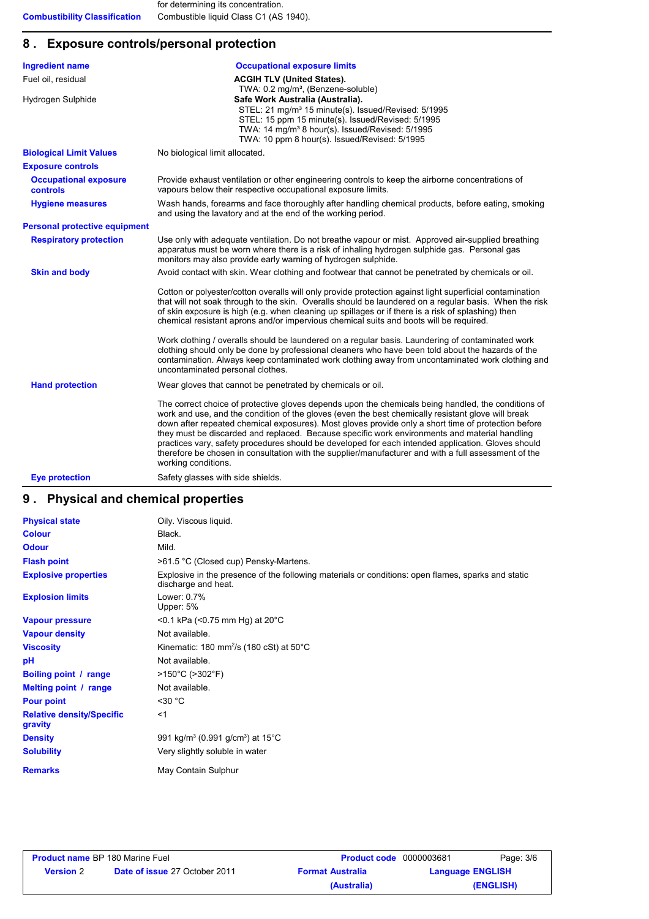for determining its concentration.

| | |
|---|---|
| **Combustibility Classification** | Combustible liquid Class C1 (AS 1940). |

## 8 . Exposure controls/personal protection

| Ingredient name | Occupational exposure limits |
|---|---|
| Fuel oil, residual | **ACGIH TLV (United States).**<br>TWA: 0.2 mg/m³, (Benzene-soluble) |
| Hydrogen Sulphide | **Safe Work Australia (Australia).**<br>STEL: 21 mg/m³ 15 minute(s). Issued/Revised: 5/1995<br>STEL: 15 ppm 15 minute(s). Issued/Revised: 5/1995<br>TWA: 14 mg/m³ 8 hour(s). Issued/Revised: 5/1995<br>TWA: 10 ppm 8 hour(s). Issued/Revised: 5/1995 |

**Biological Limit Values**: No biological limit allocated.

**Exposure controls**

**Occupational exposure controls**: Provide exhaust ventilation or other engineering controls to keep the airborne concentrations of vapours below their respective occupational exposure limits.

**Hygiene measures**: Wash hands, forearms and face thoroughly after handling chemical products, before eating, smoking and using the lavatory and at the end of the working period.

**Personal protective equipment**

**Respiratory protection**: Use only with adequate ventilation. Do not breathe vapour or mist. Approved air-supplied breathing apparatus must be worn where there is a risk of inhaling hydrogen sulphide gas. Personal gas monitors may also provide early warning of hydrogen sulphide.

**Skin and body**: Avoid contact with skin. Wear clothing and footwear that cannot be penetrated by chemicals or oil.

Cotton or polyester/cotton overalls will only provide protection against light superficial contamination that will not soak through to the skin. Overalls should be laundered on a regular basis. When the risk of skin exposure is high (e.g. when cleaning up spillages or if there is a risk of splashing) then chemical resistant aprons and/or impervious chemical suits and boots will be required.

Work clothing / overalls should be laundered on a regular basis. Laundering of contaminated work clothing should only be done by professional cleaners who have been told about the hazards of the contamination. Always keep contaminated work clothing away from uncontaminated work clothing and uncontaminated personal clothes.

**Hand protection**: Wear gloves that cannot be penetrated by chemicals or oil.

The correct choice of protective gloves depends upon the chemicals being handled, the conditions of work and use, and the condition of the gloves (even the best chemically resistant glove will break down after repeated chemical exposures). Most gloves provide only a short time of protection before they must be discarded and replaced. Because specific work environments and material handling practices vary, safety procedures should be developed for each intended application. Gloves should therefore be chosen in consultation with the supplier/manufacturer and with a full assessment of the working conditions.

**Eye protection**: Safety glasses with side shields.

## 9 . Physical and chemical properties

| | |
|---|---|
| **Physical state** | Oily. Viscous liquid. |
| **Colour** | Black. |
| **Odour** | Mild. |
| **Flash point** | >61.5 °C (Closed cup) Pensky-Martens. |
| **Explosive properties** | Explosive in the presence of the following materials or conditions: open flames, sparks and static discharge and heat. |
| **Explosion limits** | Lower: 0.7%<br>Upper: 5% |
| **Vapour pressure** | <0.1 kPa (<0.75 mm Hg) at 20°C |
| **Vapour density** | Not available. |
| **Viscosity** | Kinematic: 180 mm²/s (180 cSt) at 50°C |
| **pH** | Not available. |
| **Boiling point / range** | >150°C (>302°F) |
| **Melting point / range** | Not available. |
| **Pour point** | <30 °C |
| **Relative density/Specific gravity** | <1 |
| **Density** | 991 kg/m³ (0.991 g/cm³) at 15°C |
| **Solubility** | Very slightly soluble in water |
| **Remarks** | May Contain Sulphur |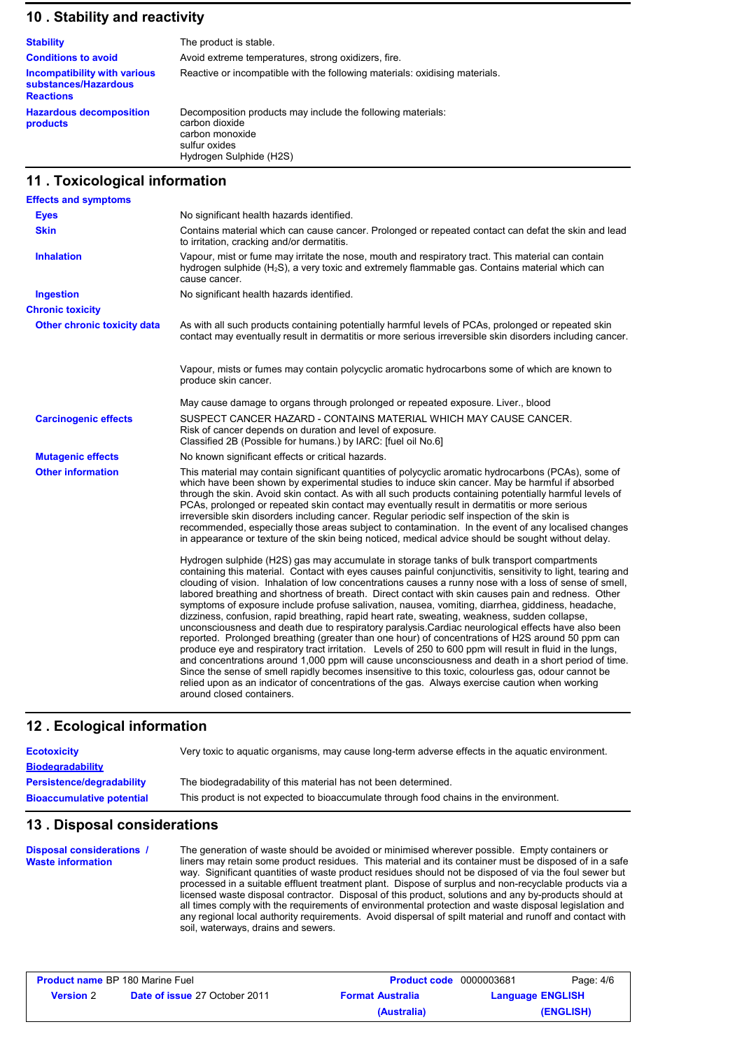## 10 . Stability and reactivity

| | |
|---|---|
| **Stability** | The product is stable. |
| **Conditions to avoid** | Avoid extreme temperatures, strong oxidizers, fire. |
| **Incompatibility with various substances/Hazardous Reactions** | Reactive or incompatible with the following materials: oxidising materials. |
| **Hazardous decomposition products** | Decomposition products may include the following materials:<br>carbon dioxide<br>carbon monoxide<br>sulfur oxides<br>Hydrogen Sulphide (H2S) |

## 11 . Toxicological information

**Effects and symptoms**

| | |
|---|---|
| **Eyes** | No significant health hazards identified. |
| **Skin** | Contains material which can cause cancer. Prolonged or repeated contact can defat the skin and lead to irritation, cracking and/or dermatitis. |
| **Inhalation** | Vapour, mist or fume may irritate the nose, mouth and respiratory tract. This material can contain hydrogen sulphide ($H_2S$), a very toxic and extremely flammable gas. Contains material which can cause cancer. |
| **Ingestion** | No significant health hazards identified. |

**Chronic toxicity**

| | |
|---|---|
| **Other chronic toxicity data** | As with all such products containing potentially harmful levels of PCAs, prolonged or repeated skin contact may eventually result in dermatitis or more serious irreversible skin disorders including cancer.<br><br>Vapour, mists or fumes may contain polycyclic aromatic hydrocarbons some of which are known to produce skin cancer.<br><br>May cause damage to organs through prolonged or repeated exposure. Liver., blood |
| **Carcinogenic effects** | SUSPECT CANCER HAZARD - CONTAINS MATERIAL WHICH MAY CAUSE CANCER.<br>Risk of cancer depends on duration and level of exposure.<br>Classified 2B (Possible for humans.) by IARC: [fuel oil No.6] |
| **Mutagenic effects** | No known significant effects or critical hazards. |
| **Other information** | This material may contain significant quantities of polycyclic aromatic hydrocarbons (PCAs), some of which have been shown by experimental studies to induce skin cancer. May be harmful if absorbed through the skin. Avoid skin contact. As with all such products containing potentially harmful levels of PCAs, prolonged or repeated skin contact may eventually result in dermatitis or more serious irreversible skin disorders including cancer. Regular periodic self inspection of the skin is recommended, especially those areas subject to contamination. In the event of any localised changes in appearance or texture of the skin being noticed, medical advice should be sought without delay.<br><br>Hydrogen sulphide (H2S) gas may accumulate in storage tanks of bulk transport compartments containing this material. Contact with eyes causes painful conjunctivitis, sensitivity to light, tearing and clouding of vision. Inhalation of low concentrations causes a runny nose with a loss of sense of smell, labored breathing and shortness of breath. Direct contact with skin causes pain and redness. Other symptoms of exposure include profuse salivation, nausea, vomiting, diarrhea, giddiness, headache, dizziness, confusion, rapid breathing, rapid heart rate, sweating, weakness, sudden collapse, unconsciousness and death due to respiratory paralysis.Cardiac neurological effects have also been reported. Prolonged breathing (greater than one hour) of concentrations of H2S around 50 ppm can produce eye and respiratory tract irritation. Levels of 250 to 600 ppm will result in fluid in the lungs, and concentrations around 1,000 ppm will cause unconsciousness and death in a short period of time. Since the sense of smell rapidly becomes insensitive to this toxic, colourless gas, odour cannot be relied upon as an indicator of concentrations of the gas. Always exercise caution when working around closed containers. |

## 12 . Ecological information

| | |
|---|---|
| **Ecotoxicity** | Very toxic to aquatic organisms, may cause long-term adverse effects in the aquatic environment. |
| **Biodegradability** | |
| **Persistence/degradability** | The biodegradability of this material has not been determined. |
| **Bioaccumulative potential** | This product is not expected to bioaccumulate through food chains in the environment. |

## 13 . Disposal considerations

| | |
|---|---|
| **Disposal considerations / Waste information** | The generation of waste should be avoided or minimised wherever possible. Empty containers or liners may retain some product residues. This material and its container must be disposed of in a safe way. Significant quantities of waste product residues should not be disposed of via the foul sewer but processed in a suitable effluent treatment plant. Dispose of surplus and non-recyclable products via a licensed waste disposal contractor. Disposal of this product, solutions and any by-products should at all times comply with the requirements of environmental protection and waste disposal legislation and any regional local authority requirements. Avoid dispersal of spilt material and runoff and contact with soil, waterways, drains and sewers. |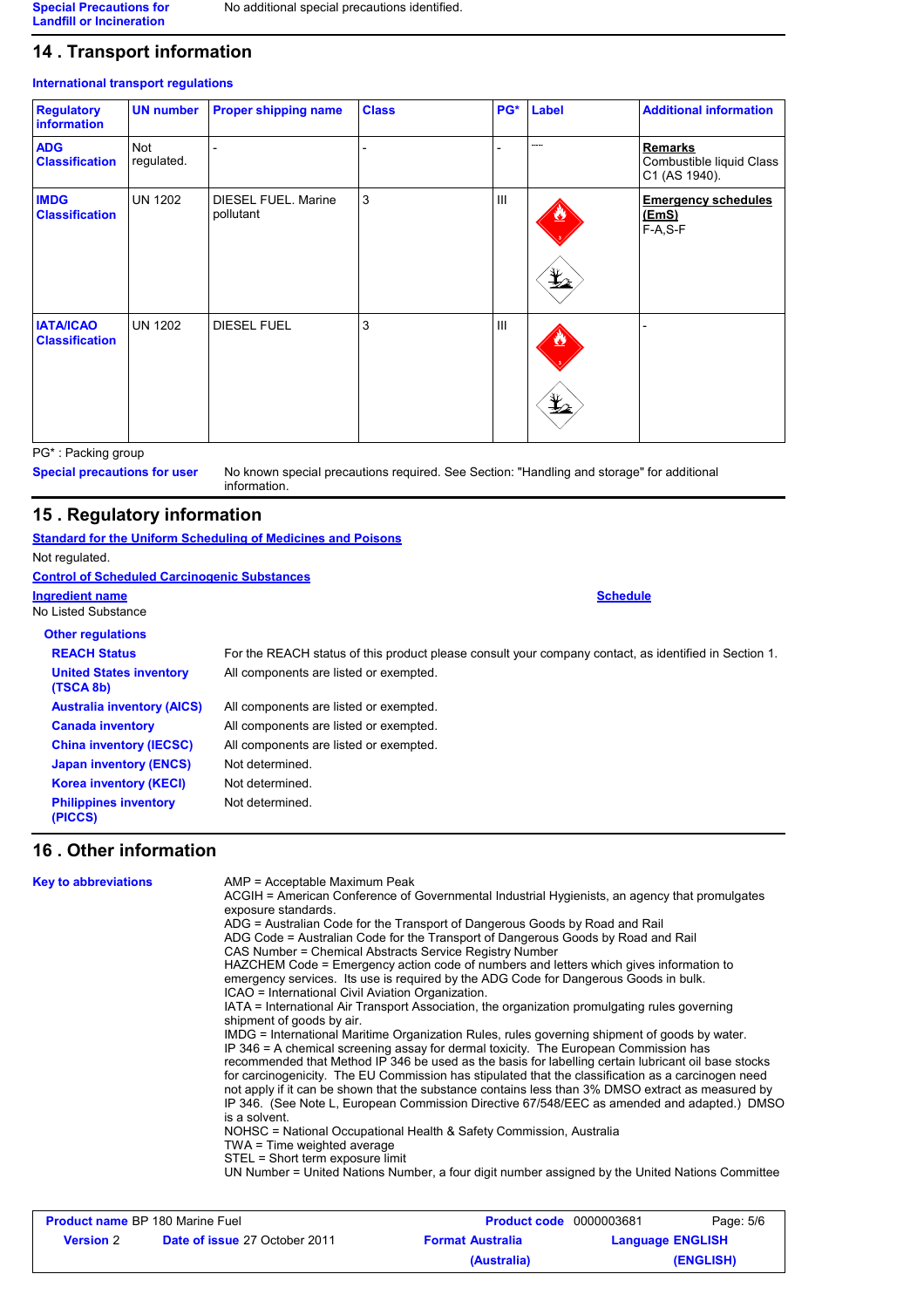| Special Precautions for Landfill or Incineration | No additional special precautions identified. |
|---|---|

## 14 . Transport information

**International transport regulations**

| Regulatory information | UN number | Proper shipping name | Class | PG* | Label | Additional information |
|---|---|---|---|---|---|---|
| ADG Classification | Not regulated. | - | - | - | --- | **Remarks** Combustible liquid Class C1 (AS 1940). |
| IMDG Classification | UN 1202 | DIESEL FUEL. Marine pollutant | 3 | III | | **Emergency schedules (EmS)** F-A,S-F |
| IATA/ICAO Classification | UN 1202 | DIESEL FUEL | 3 | III | | - |

PG* : Packing group

**Special precautions for user** No known special precautions required. See Section: "Handling and storage" for additional information.

## 15 . Regulatory information

**Standard for the Uniform Scheduling of Medicines and Poisons**

Not regulated.

**Control of Scheduled Carcinogenic Substances**

| Ingredient name | Schedule |
|---|---|
| No Listed Substance | |

**Other regulations**

| | |
|---|---|
| **REACH Status** | For the REACH status of this product please consult your company contact, as identified in Section 1. |
| **United States inventory (TSCA 8b)** | All components are listed or exempted. |
| **Australia inventory (AICS)** | All components are listed or exempted. |
| **Canada inventory** | All components are listed or exempted. |
| **China inventory (IECSC)** | All components are listed or exempted. |
| **Japan inventory (ENCS)** | Not determined. |
| **Korea inventory (KECI)** | Not determined. |
| **Philippines inventory (PICCS)** | Not determined. |

## 16 . Other information

**Key to abbreviations**

AMP = Acceptable Maximum Peak
ACGIH = American Conference of Governmental Industrial Hygienists, an agency that promulgates exposure standards.
ADG = Australian Code for the Transport of Dangerous Goods by Road and Rail
ADG Code = Australian Code for the Transport of Dangerous Goods by Road and Rail
CAS Number = Chemical Abstracts Service Registry Number
HAZCHEM Code = Emergency action code of numbers and letters which gives information to emergency services. Its use is required by the ADG Code for Dangerous Goods in bulk.
ICAO = International Civil Aviation Organization.
IATA = International Air Transport Association, the organization promulgating rules governing shipment of goods by air.
IMDG = International Maritime Organization Rules, rules governing shipment of goods by water.
IP 346 = A chemical screening assay for dermal toxicity. The European Commission has recommended that Method IP 346 be used as the basis for labelling certain lubricant oil base stocks for carcinogenicity. The EU Commission has stipulated that the classification as a carcinogen need not apply if it can be shown that the substance contains less than 3% DMSO extract as measured by IP 346. (See Note L, European Commission Directive 67/548/EEC as amended and adapted.) DMSO is a solvent.
NOHSC = National Occupational Health & Safety Commission, Australia
TWA = Time weighted average
STEL = Short term exposure limit
UN Number = United Nations Number, a four digit number assigned by the United Nations Committee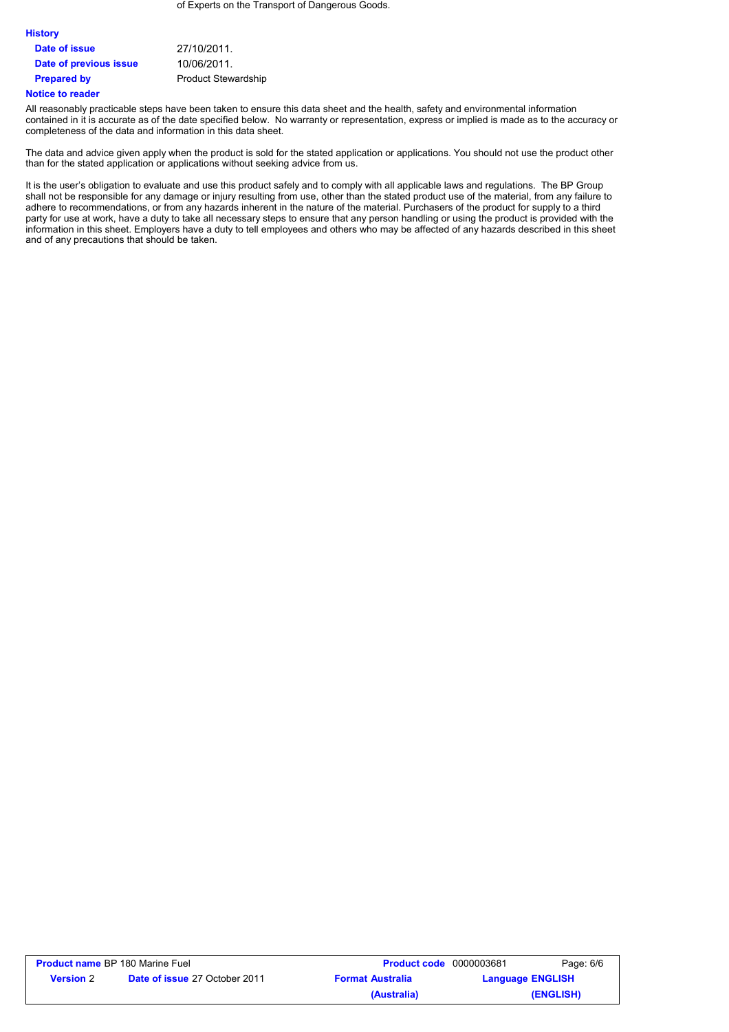of Experts on the Transport of Dangerous Goods.

## History

| | |
|---|---|
| **Date of issue** | 27/10/2011. |
| **Date of previous issue** | 10/06/2011. |
| **Prepared by** | Product Stewardship |

## Notice to reader

All reasonably practicable steps have been taken to ensure this data sheet and the health, safety and environmental information contained in it is accurate as of the date specified below. No warranty or representation, express or implied is made as to the accuracy or completeness of the data and information in this data sheet.

The data and advice given apply when the product is sold for the stated application or applications. You should not use the product other than for the stated application or applications without seeking advice from us.

It is the user's obligation to evaluate and use this product safely and to comply with all applicable laws and regulations. The BP Group shall not be responsible for any damage or injury resulting from use, other than the stated product use of the material, from any failure to adhere to recommendations, or from any hazards inherent in the nature of the material. Purchasers of the product for supply to a third party for use at work, have a duty to take all necessary steps to ensure that any person handling or using the product is provided with the information in this sheet. Employers have a duty to tell employees and others who may be affected of any hazards described in this sheet and of any precautions that should be taken.